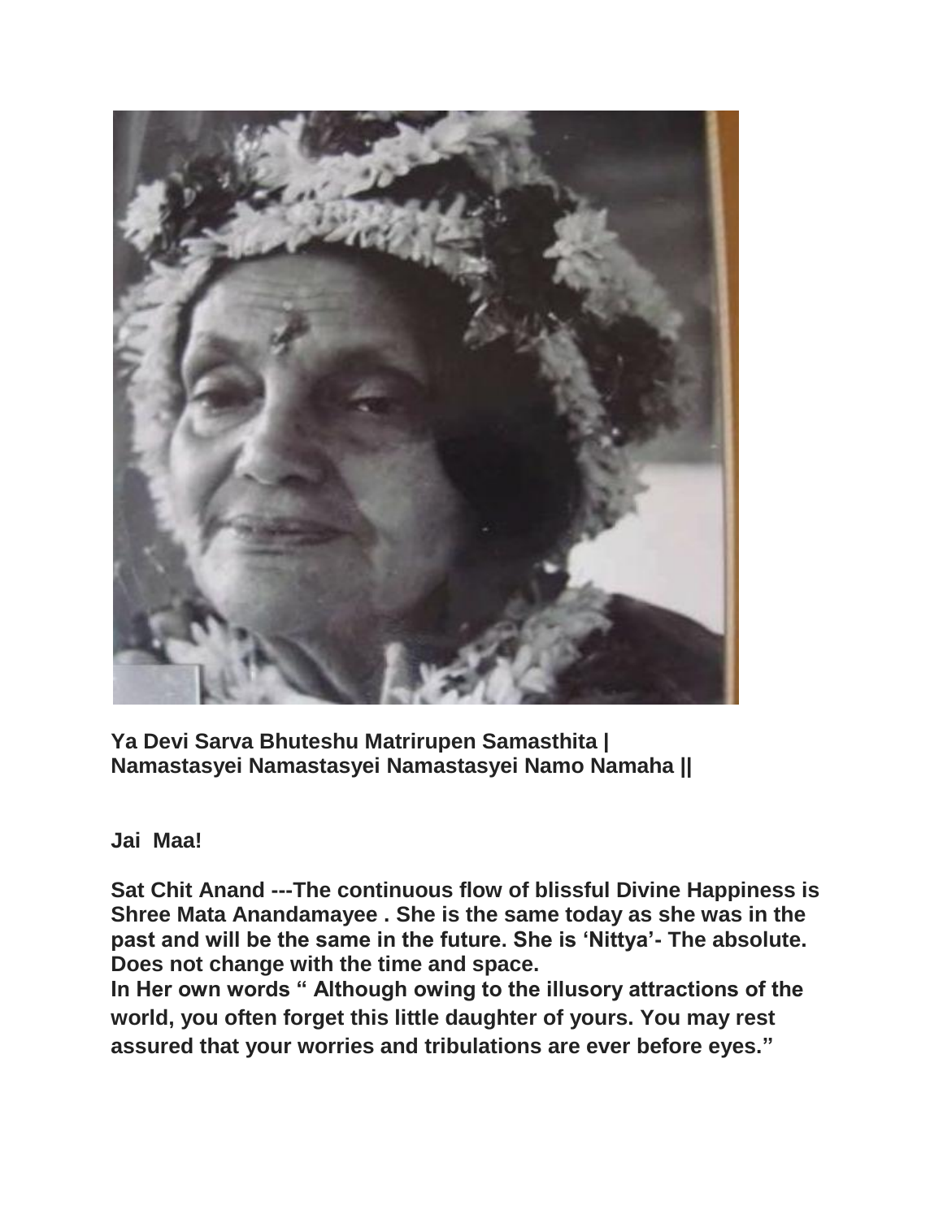**Ya Devi Sarva Bhuteshu Matrirupen Samasthita |**
**Namastasyei Namastasyei Namastasyei Namo Namaha ||**

**Jai Maa!**

**Sat Chit Anand ---The continuous flow of blissful Divine Happiness is Shree Mata Anandamayee . She is the same today as she was in the past and will be the same in the future. She is 'Nittya'- The absolute. Does not change with the time and space.**

**In Her own words " Although owing to the illusory attractions of the world, you often forget this little daughter of yours. You may rest assured that your worries and tribulations are ever before eyes."**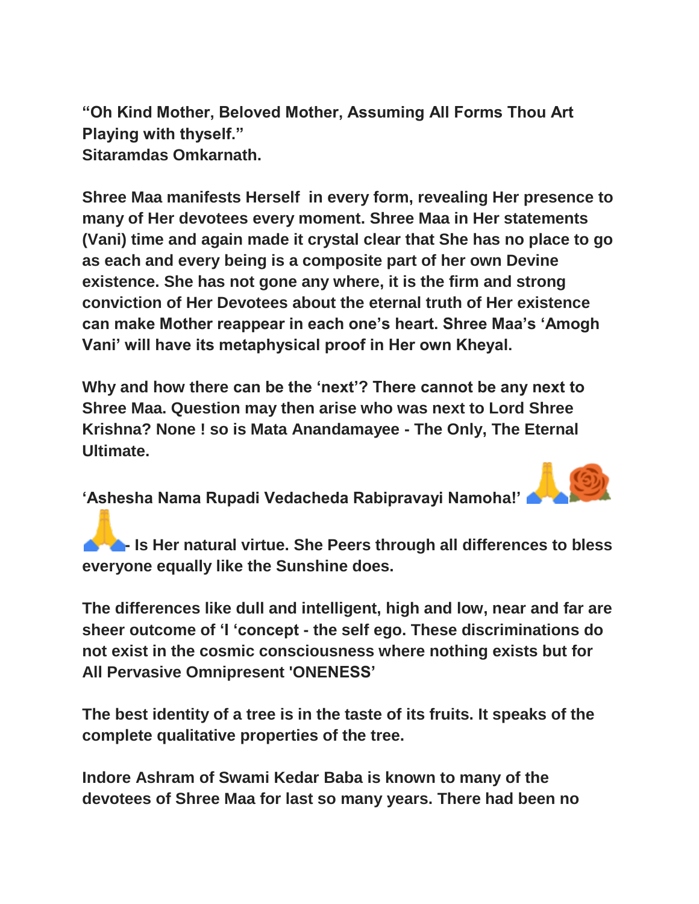**“Oh Kind Mother, Beloved Mother, Assuming All Forms Thou Art Playing with thyself.”**
**Sitaramdas Omkarnath.**

**Shree Maa manifests Herself in every form, revealing Her presence to many of Her devotees every moment. Shree Maa in Her statements (Vani) time and again made it crystal clear that She has no place to go as each and every being is a composite part of her own Devine existence. She has not gone any where, it is the firm and strong conviction of Her Devotees about the eternal truth of Her existence can make Mother reappear in each one’s heart. Shree Maa’s ‘Amogh Vani’ will have its metaphysical proof in Her own Kheyal.**

**Why and how there can be the ‘next’? There cannot be any next to Shree Maa. Question may then arise who was next to Lord Shree Krishna? None ! so is Mata Anandamayee - The Only, The Eternal Ultimate.**

**‘Ashesha Nama Rupadi Vedacheda Rabipravayi Namoha!’ 🙏🌹🙏- Is Her natural virtue. She Peers through all differences to bless everyone equally like the Sunshine does.**

**The differences like dull and intelligent, high and low, near and far are sheer outcome of ‘I ‘concept - the self ego. These discriminations do not exist in the cosmic consciousness where nothing exists but for All Pervasive Omnipresent 'ONENESS’**

**The best identity of a tree is in the taste of its fruits. It speaks of the complete qualitative properties of the tree.**

**Indore Ashram of Swami Kedar Baba is known to many of the devotees of Shree Maa for last so many years. There had been no**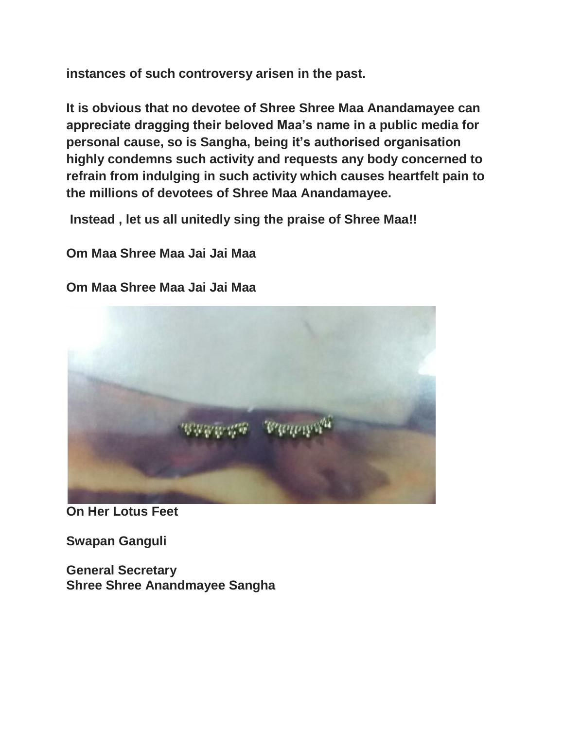**instances of such controversy arisen in the past.**

**It is obvious that no devotee of Shree Shree Maa Anandamayee can appreciate dragging their beloved Maa's name in a public media for personal cause, so is Sangha, being it's authorised organisation highly condemns such activity and requests any body concerned to refrain from indulging in such activity which causes heartfelt pain to the millions of devotees of Shree Maa Anandamayee.**

**Instead , let us all unitedly sing the praise of Shree Maa!!**

**Om Maa Shree Maa Jai Jai Maa**

**Om Maa Shree Maa Jai Jai Maa**

**On Her Lotus Feet**

**Swapan Ganguli**

**General Secretary**
**Shree Shree Anandmayee Sangha**